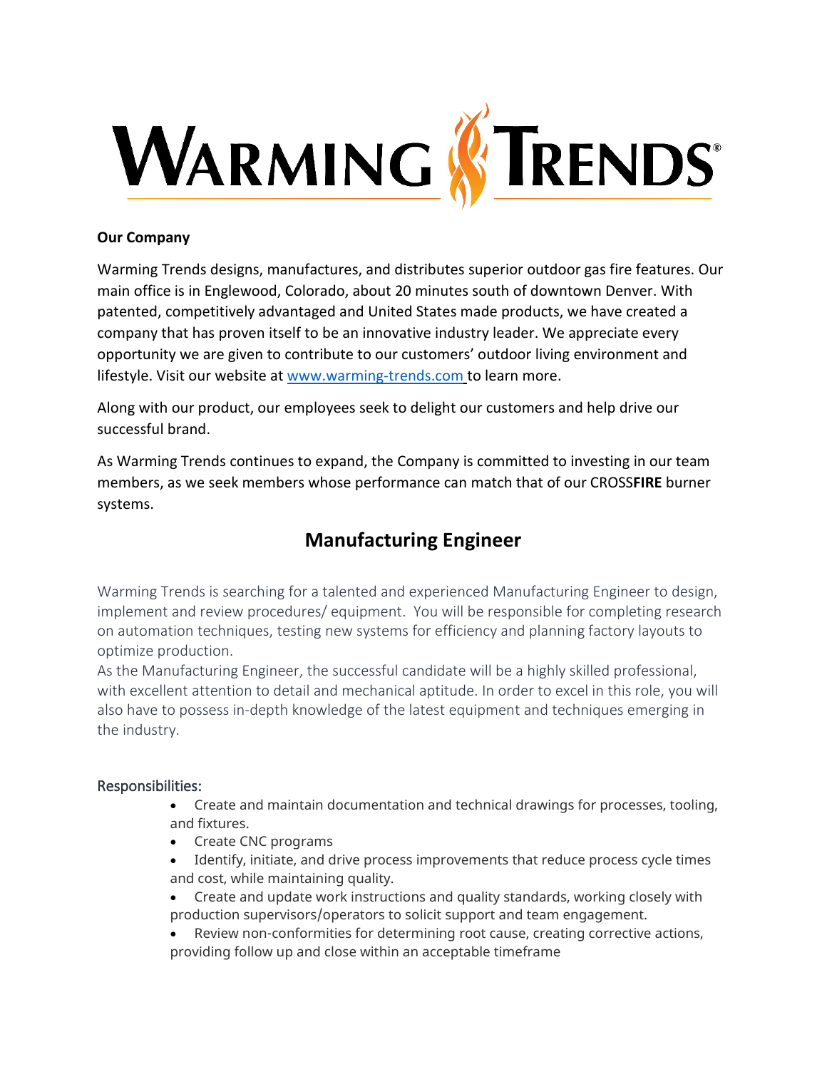# WARMING TRENDS®

**Our Company**

Warming Trends designs, manufactures, and distributes superior outdoor gas fire features. Our main office is in Englewood, Colorado, about 20 minutes south of downtown Denver. With patented, competitively advantaged and United States made products, we have created a company that has proven itself to be an innovative industry leader. We appreciate every opportunity we are given to contribute to our customers' outdoor living environment and lifestyle. Visit our website at www.warming-trends.com to learn more.

Along with our product, our employees seek to delight our customers and help drive our successful brand.

As Warming Trends continues to expand, the Company is committed to investing in our team members, as we seek members whose performance can match that of our CROSS**FIRE** burner systems.

## Manufacturing Engineer

Warming Trends is searching for a talented and experienced Manufacturing Engineer to design, implement and review procedures/ equipment. You will be responsible for completing research on automation techniques, testing new systems for efficiency and planning factory layouts to optimize production.
As the Manufacturing Engineer, the successful candidate will be a highly skilled professional, with excellent attention to detail and mechanical aptitude. In order to excel in this role, you will also have to possess in-depth knowledge of the latest equipment and techniques emerging in the industry.

### Responsibilities:

- Create and maintain documentation and technical drawings for processes, tooling, and fixtures.
- Create CNC programs
- Identify, initiate, and drive process improvements that reduce process cycle times and cost, while maintaining quality.
- Create and update work instructions and quality standards, working closely with production supervisors/operators to solicit support and team engagement.
- Review non-conformities for determining root cause, creating corrective actions, providing follow up and close within an acceptable timeframe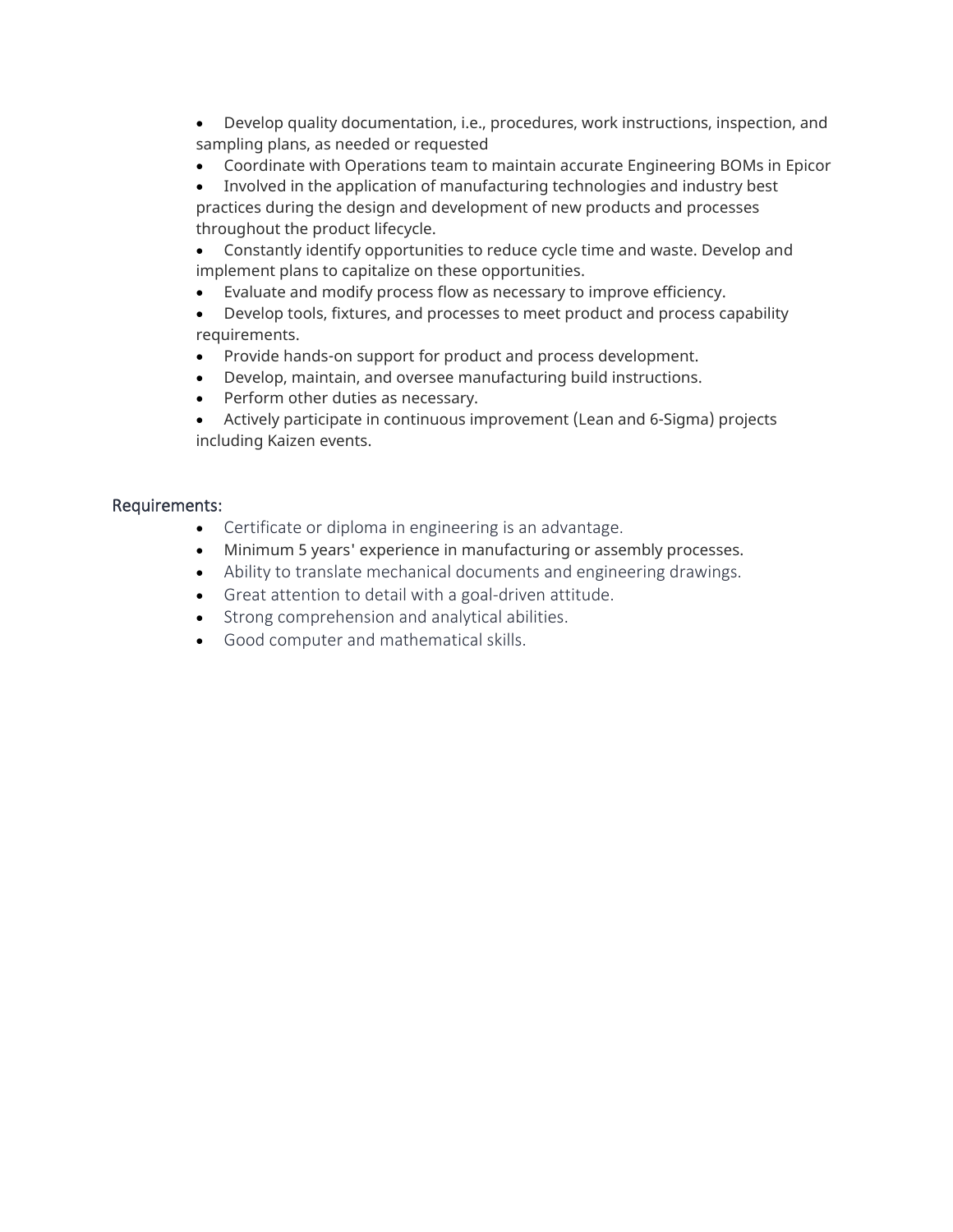- Develop quality documentation, i.e., procedures, work instructions, inspection, and sampling plans, as needed or requested
- Coordinate with Operations team to maintain accurate Engineering BOMs in Epicor
- Involved in the application of manufacturing technologies and industry best practices during the design and development of new products and processes throughout the product lifecycle.
- Constantly identify opportunities to reduce cycle time and waste. Develop and implement plans to capitalize on these opportunities.
- Evaluate and modify process flow as necessary to improve efficiency.
- Develop tools, fixtures, and processes to meet product and process capability requirements.
- Provide hands-on support for product and process development.
- Develop, maintain, and oversee manufacturing build instructions.
- Perform other duties as necessary.
- Actively participate in continuous improvement (Lean and 6-Sigma) projects including Kaizen events.

## Requirements:

- Certificate or diploma in engineering is an advantage.
- Minimum 5 years' experience in manufacturing or assembly processes.
- Ability to translate mechanical documents and engineering drawings.
- Great attention to detail with a goal-driven attitude.
- Strong comprehension and analytical abilities.
- Good computer and mathematical skills.